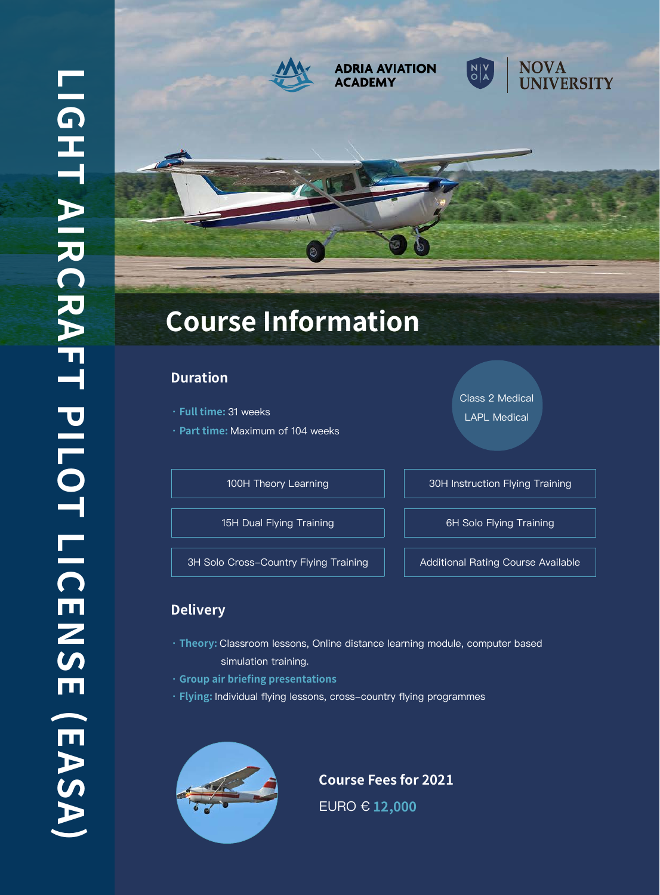# LIGHT AIRCRAFT PILOT LICENSE (EASA)

ADRIA AVIATION ACADEMY

NOVA UNIVERSITY

## Course Information

### Duration

- **Full time:** 31 weeks
- **Part time:** Maximum of 104 weeks

Class 2 Medical
LAPL Medical

- 100H Theory Learning
- 30H Instruction Flying Training
- 15H Dual Flying Training
- 6H Solo Flying Training
- 3H Solo Cross-Country Flying Training
- Additional Rating Course Available

### Delivery

- **Theory:** Classroom lessons, Online distance learning module, computer based simulation training.
- **Group air briefing presentations**
- **Flying:** Individual flying lessons, cross-country flying programmes

### Course Fees for 2021

EURO € **12,000**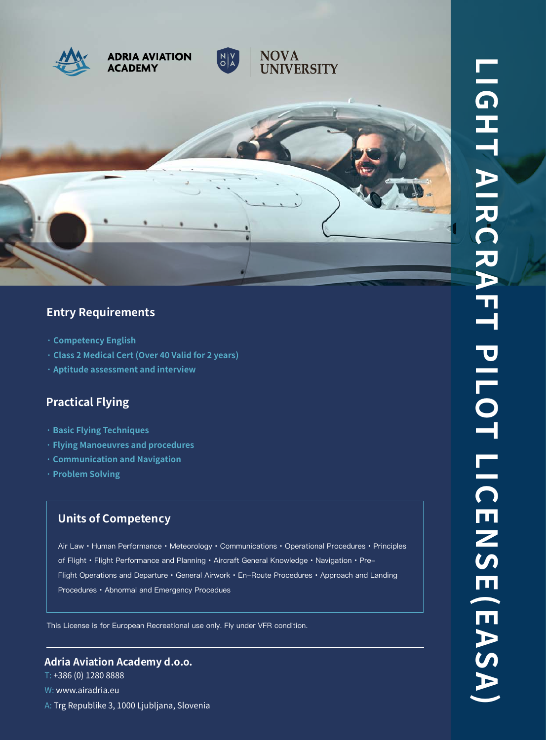ADRIA AVIATION ACADEMY

NOVA UNIVERSITY

# LIGHT AIRCRAFT PILOT LICENSE(EASA)

## Entry Requirements

- Competency English
- Class 2 Medical Cert (Over 40 Valid for 2 years)
- Aptitude assessment and interview

## Practical Flying

- Basic Flying Techniques
- Flying Manoeuvres and procedures
- Communication and Navigation
- Problem Solving

## Units of Competency

Air Law • Human Performance • Meteorology • Communications • Operational Procedures • Principles of Flight • Flight Performance and Planning • Aircraft General Knowledge • Navigation • Pre–Flight Operations and Departure • General Airwork • En–Route Procedures • Approach and Landing Procedures • Abnormal and Emergency Procedues

This License is for European Recreational use only. Fly under VFR condition.

---

**Adria Aviation Academy d.o.o.**

T: +386 (0) 1280 8888

W: www.airadria.eu

A: Trg Republike 3, 1000 Ljubljana, Slovenia